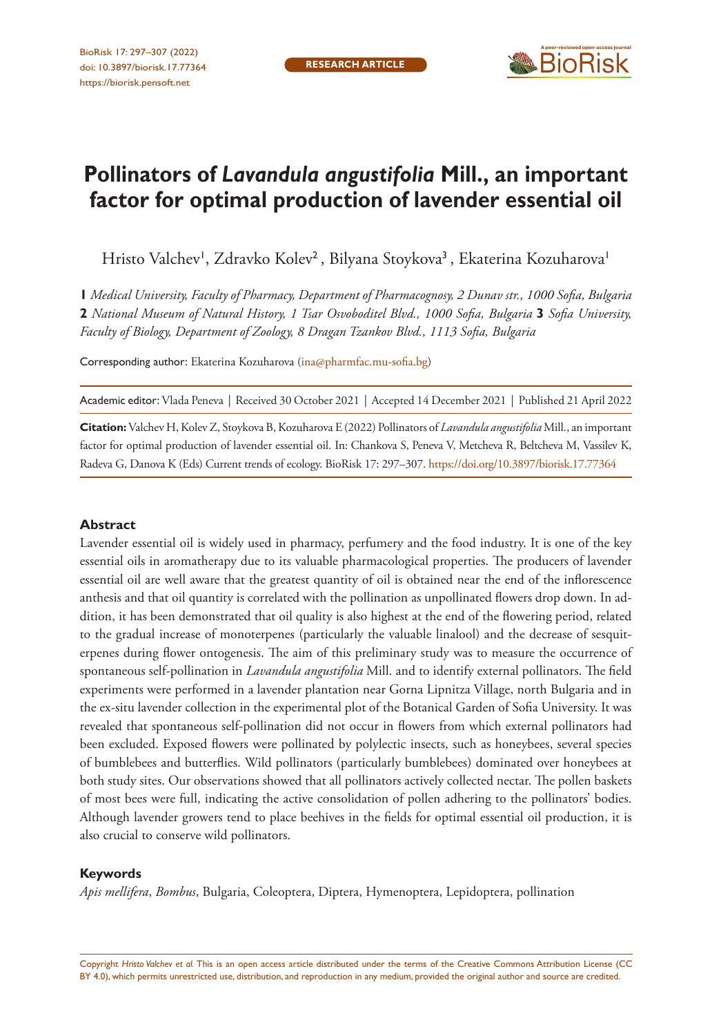RESEARCH ARTICLE

# Pollinators of *Lavandula angustifolia* Mill., an important factor for optimal production of lavender essential oil

Hristo Valchev[1], Zdravko Kolev[2], Bilyana Stoykova[3], Ekaterina Kozuharova[1]

**1** *Medical University, Faculty of Pharmacy, Department of Pharmacognosy, 2 Dunav str., 1000 Sofia, Bulgaria* **2** *National Museum of Natural History, 1 Tsar Osvoboditel Blvd., 1000 Sofia, Bulgaria* **3** *Sofia University, Faculty of Biology, Department of Zoology, 8 Dragan Tzankov Blvd., 1113 Sofia, Bulgaria*

Corresponding author: Ekaterina Kozuharova (ina@pharmfac.mu-sofia.bg)

Academic editor: Vlada Peneva | Received 30 October 2021 | Accepted 14 December 2021 | Published 21 April 2022

**Citation:** Valchev H, Kolev Z, Stoykova B, Kozuharova E (2022) Pollinators of *Lavandula angustifolia* Mill., an important factor for optimal production of lavender essential oil. In: Chankova S, Peneva V, Metcheva R, Beltcheva M, Vassilev K, Radeva G, Danova K (Eds) Current trends of ecology. BioRisk 17: 297–307. https://doi.org/10.3897/biorisk.17.77364

## Abstract

Lavender essential oil is widely used in pharmacy, perfumery and the food industry. It is one of the key essential oils in aromatherapy due to its valuable pharmacological properties. The producers of lavender essential oil are well aware that the greatest quantity of oil is obtained near the end of the inflorescence anthesis and that oil quantity is correlated with the pollination as unpollinated flowers drop down. In addition, it has been demonstrated that oil quality is also highest at the end of the flowering period, related to the gradual increase of monoterpenes (particularly the valuable linalool) and the decrease of sesquiterpenes during flower ontogenesis. The aim of this preliminary study was to measure the occurrence of spontaneous self-pollination in *Lavandula angustifolia* Mill. and to identify external pollinators. The field experiments were performed in a lavender plantation near Gorna Lipnitza Village, north Bulgaria and in the ex-situ lavender collection in the experimental plot of the Botanical Garden of Sofia University. It was revealed that spontaneous self-pollination did not occur in flowers from which external pollinators had been excluded. Exposed flowers were pollinated by polylectic insects, such as honeybees, several species of bumblebees and butterflies. Wild pollinators (particularly bumblebees) dominated over honeybees at both study sites. Our observations showed that all pollinators actively collected nectar. The pollen baskets of most bees were full, indicating the active consolidation of pollen adhering to the pollinators' bodies. Although lavender growers tend to place beehives in the fields for optimal essential oil production, it is also crucial to conserve wild pollinators.

## Keywords

*Apis mellifera*, *Bombus*, Bulgaria, Coleoptera, Diptera, Hymenoptera, Lepidoptera, pollination

Copyright *Hristo Valchev et al.* This is an open access article distributed under the terms of the Creative Commons Attribution License (CC BY 4.0), which permits unrestricted use, distribution, and reproduction in any medium, provided the original author and source are credited.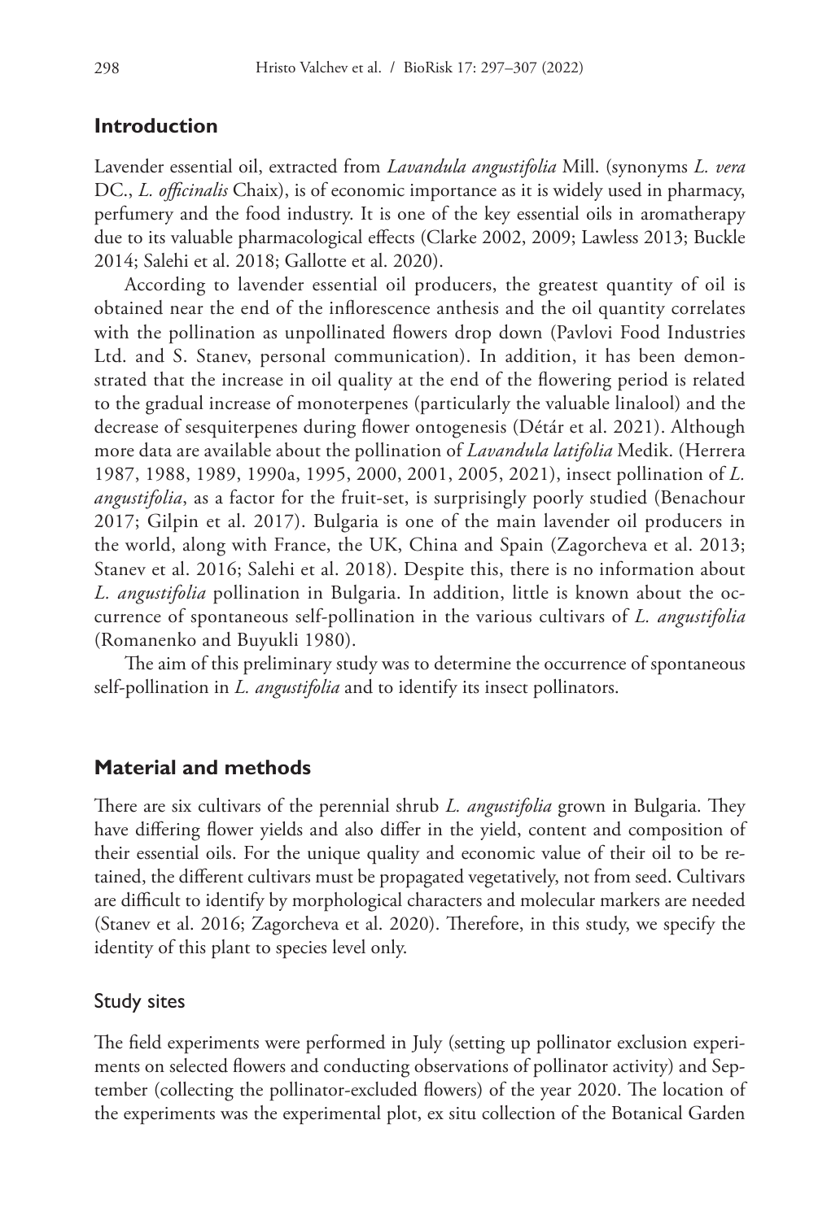## Introduction

Lavender essential oil, extracted from *Lavandula angustifolia* Mill. (synonyms *L. vera* DC., *L. officinalis* Chaix), is of economic importance as it is widely used in pharmacy, perfumery and the food industry. It is one of the key essential oils in aromatherapy due to its valuable pharmacological effects (Clarke 2002, 2009; Lawless 2013; Buckle 2014; Salehi et al. 2018; Gallotte et al. 2020).

According to lavender essential oil producers, the greatest quantity of oil is obtained near the end of the inflorescence anthesis and the oil quantity correlates with the pollination as unpollinated flowers drop down (Pavlovi Food Industries Ltd. and S. Stanev, personal communication). In addition, it has been demonstrated that the increase in oil quality at the end of the flowering period is related to the gradual increase of monoterpenes (particularly the valuable linalool) and the decrease of sesquiterpenes during flower ontogenesis (Détár et al. 2021). Although more data are available about the pollination of *Lavandula latifolia* Medik. (Herrera 1987, 1988, 1989, 1990a, 1995, 2000, 2001, 2005, 2021), insect pollination of *L. angustifolia*, as a factor for the fruit-set, is surprisingly poorly studied (Benachour 2017; Gilpin et al. 2017). Bulgaria is one of the main lavender oil producers in the world, along with France, the UK, China and Spain (Zagorcheva et al. 2013; Stanev et al. 2016; Salehi et al. 2018). Despite this, there is no information about *L. angustifolia* pollination in Bulgaria. In addition, little is known about the occurrence of spontaneous self-pollination in the various cultivars of *L. angustifolia* (Romanenko and Buyukli 1980).

The aim of this preliminary study was to determine the occurrence of spontaneous self-pollination in *L. angustifolia* and to identify its insect pollinators.

## Material and methods

There are six cultivars of the perennial shrub *L. angustifolia* grown in Bulgaria. They have differing flower yields and also differ in the yield, content and composition of their essential oils. For the unique quality and economic value of their oil to be retained, the different cultivars must be propagated vegetatively, not from seed. Cultivars are difficult to identify by morphological characters and molecular markers are needed (Stanev et al. 2016; Zagorcheva et al. 2020). Therefore, in this study, we specify the identity of this plant to species level only.

### Study sites

The field experiments were performed in July (setting up pollinator exclusion experiments on selected flowers and conducting observations of pollinator activity) and September (collecting the pollinator-excluded flowers) of the year 2020. The location of the experiments was the experimental plot, ex situ collection of the Botanical Garden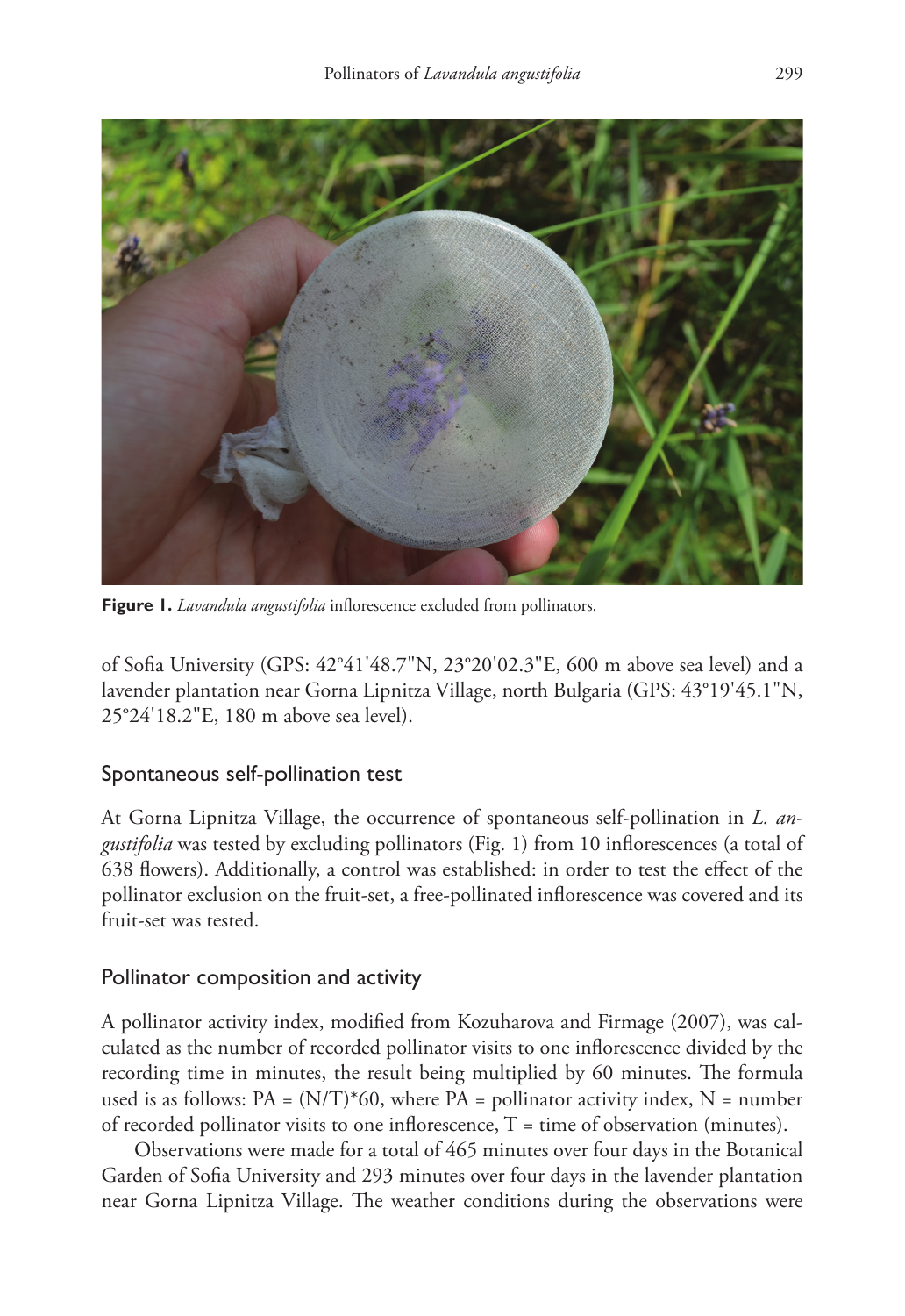**Figure 1.** *Lavandula angustifolia* inflorescence excluded from pollinators.

of Sofia University (GPS: 42°41'48.7"N, 23°20'02.3"E, 600 m above sea level) and a lavender plantation near Gorna Lipnitza Village, north Bulgaria (GPS: 43°19'45.1"N, 25°24'18.2"E, 180 m above sea level).

## Spontaneous self-pollination test

At Gorna Lipnitza Village, the occurrence of spontaneous self-pollination in *L. angustifolia* was tested by excluding pollinators (Fig. 1) from 10 inflorescences (a total of 638 flowers). Additionally, a control was established: in order to test the effect of the pollinator exclusion on the fruit-set, a free-pollinated inflorescence was covered and its fruit-set was tested.

## Pollinator composition and activity

A pollinator activity index, modified from Kozuharova and Firmage (2007), was calculated as the number of recorded pollinator visits to one inflorescence divided by the recording time in minutes, the result being multiplied by 60 minutes. The formula used is as follows: $PA = (N/T)*60$, where PA = pollinator activity index, N = number of recorded pollinator visits to one inflorescence, T = time of observation (minutes).

Observations were made for a total of 465 minutes over four days in the Botanical Garden of Sofia University and 293 minutes over four days in the lavender plantation near Gorna Lipnitza Village. The weather conditions during the observations were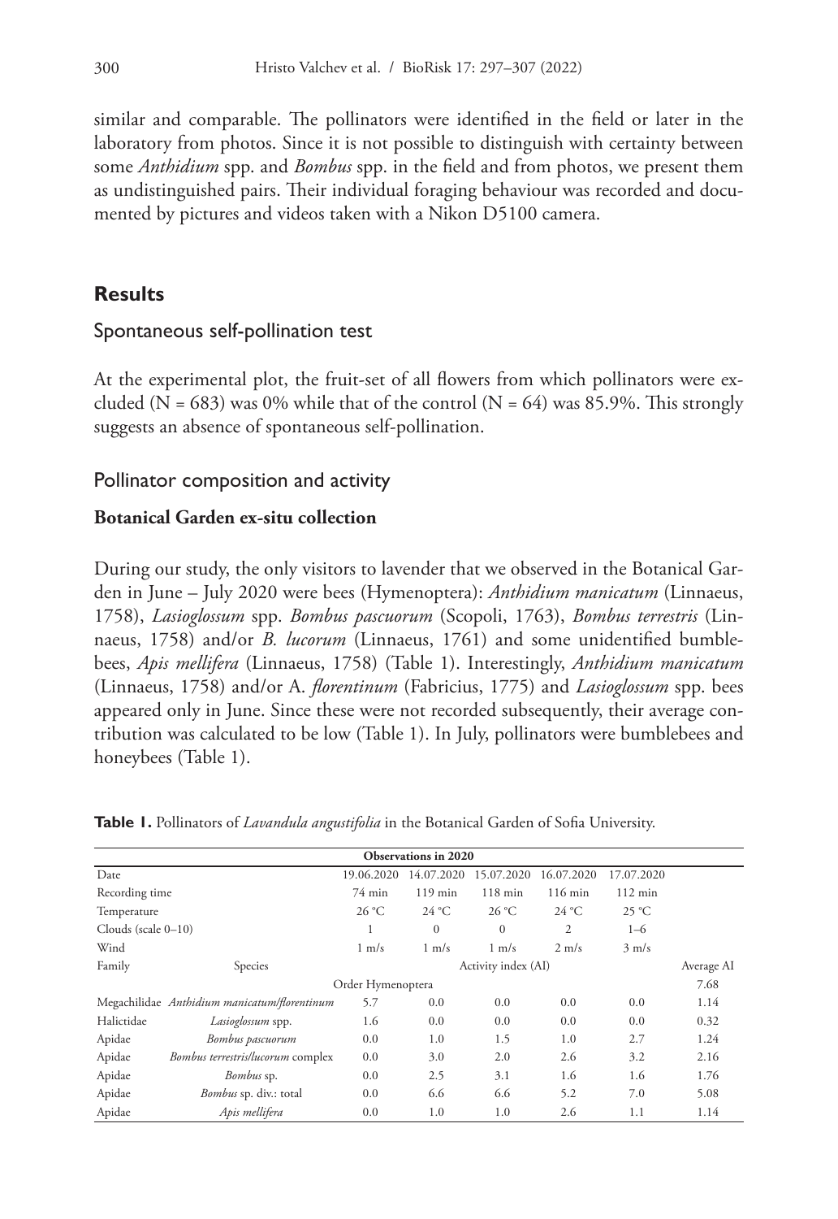similar and comparable. The pollinators were identified in the field or later in the laboratory from photos. Since it is not possible to distinguish with certainty between some *Anthidium* spp. and *Bombus* spp. in the field and from photos, we present them as undistinguished pairs. Their individual foraging behaviour was recorded and documented by pictures and videos taken with a Nikon D5100 camera.

## Results

### Spontaneous self-pollination test

At the experimental plot, the fruit-set of all flowers from which pollinators were excluded (N = 683) was 0% while that of the control (N = 64) was 85.9%. This strongly suggests an absence of spontaneous self-pollination.

### Pollinator composition and activity

#### Botanical Garden ex-situ collection

During our study, the only visitors to lavender that we observed in the Botanical Garden in June – July 2020 were bees (Hymenoptera): *Anthidium manicatum* (Linnaeus, 1758), *Lasioglossum* spp. *Bombus pascuorum* (Scopoli, 1763), *Bombus terrestris* (Linnaeus, 1758) and/or *B. lucorum* (Linnaeus, 1761) and some unidentified bumblebees, *Apis mellifera* (Linnaeus, 1758) (Table 1). Interestingly, *Anthidium manicatum* (Linnaeus, 1758) and/or A. *florentinum* (Fabricius, 1775) and *Lasioglossum* spp. bees appeared only in June. Since these were not recorded subsequently, their average contribution was calculated to be low (Table 1). In July, pollinators were bumblebees and honeybees (Table 1).

**Table 1.** Pollinators of *Lavandula angustifolia* in the Botanical Garden of Sofia University.

| | | Observations in 2020 | | | | | |
|---|---|---|---|---|---|---|---|
| Date | | 19.06.2020 | 14.07.2020 | 15.07.2020 | 16.07.2020 | 17.07.2020 | |
| Recording time | | 74 min | 119 min | 118 min | 116 min | 112 min | |
| Temperature | | 26 °C | 24 °C | 26 °C | 24 °C | 25 °C | |
| Clouds (scale 0–10) | | 1 | 0 | 0 | 2 | 1–6 | |
| Wind | | 1 m/s | 1 m/s | 1 m/s | 2 m/s | 3 m/s | |
| Family | Species | Activity index (AI) | | | | | Average AI |
| | | Order Hymenoptera | | | | | 7.68 |
| Megachilidae | *Anthidium manicatum/florentinum* | 5.7 | 0.0 | 0.0 | 0.0 | 0.0 | 1.14 |
| Halictidae | *Lasioglossum* spp. | 1.6 | 0.0 | 0.0 | 0.0 | 0.0 | 0.32 |
| Apidae | *Bombus pascuorum* | 0.0 | 1.0 | 1.5 | 1.0 | 2.7 | 1.24 |
| Apidae | *Bombus terrestris/lucorum* complex | 0.0 | 3.0 | 2.0 | 2.6 | 3.2 | 2.16 |
| Apidae | *Bombus* sp. | 0.0 | 2.5 | 3.1 | 1.6 | 1.6 | 1.76 |
| Apidae | *Bombus* sp. div.: total | 0.0 | 6.6 | 6.6 | 5.2 | 7.0 | 5.08 |
| Apidae | *Apis mellifera* | 0.0 | 1.0 | 1.0 | 2.6 | 1.1 | 1.14 |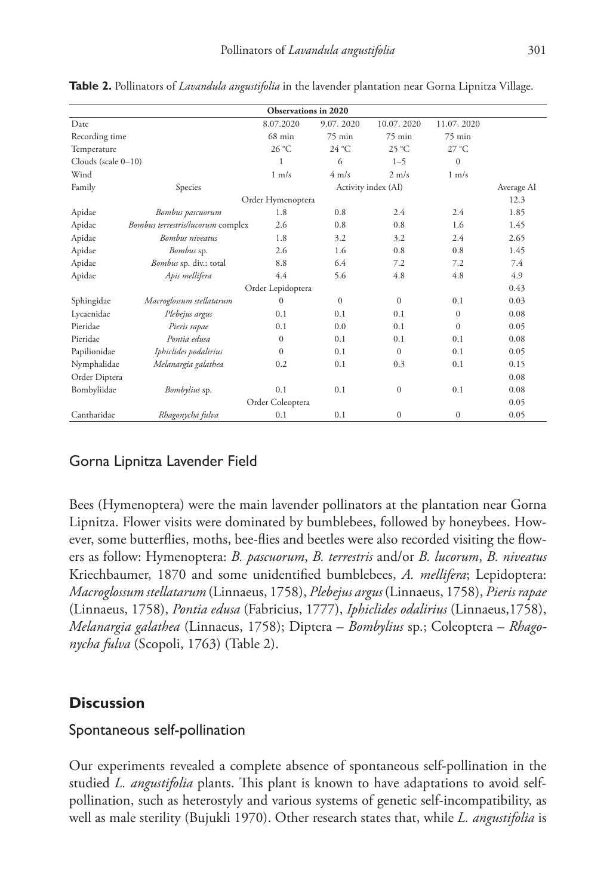**Table 2.** Pollinators of *Lavandula angustifolia* in the lavender plantation near Gorna Lipnitza Village.

| | | Observations in 2020 | | | | |
|---|---|---|---|---|---|---|
| Date | | 8.07.2020 | 9.07. 2020 | 10.07. 2020 | 11.07. 2020 | |
| Recording time | | 68 min | 75 min | 75 min | 75 min | |
| Temperature | | 26 °C | 24 °C | 25 °C | 27 °C | |
| Clouds (scale 0–10) | | 1 | 6 | 1–5 | 0 | |
| Wind | | 1 m/s | 4 m/s | 2 m/s | 1 m/s | |
| Family | Species | Activity index (AI) | | | | Average AI |
| | | Order Hymenoptera | | | | 12.3 |
| Apidae | *Bombus pascuorum* | 1.8 | 0.8 | 2.4 | 2.4 | 1.85 |
| Apidae | *Bombus terrestris/lucorum* complex | 2.6 | 0.8 | 0.8 | 1.6 | 1.45 |
| Apidae | *Bombus niveatus* | 1.8 | 3.2 | 3.2 | 2.4 | 2.65 |
| Apidae | *Bombus* sp. | 2.6 | 1.6 | 0.8 | 0.8 | 1.45 |
| Apidae | *Bombus* sp. div.: total | 8.8 | 6.4 | 7.2 | 7.2 | 7.4 |
| Apidae | *Apis mellifera* | 4.4 | 5.6 | 4.8 | 4.8 | 4.9 |
| | | Order Lepidoptera | | | | 0.43 |
| Sphingidae | *Macroglossum stellatarum* | 0 | 0 | 0 | 0.1 | 0.03 |
| Lycaenidae | *Plebejus argus* | 0.1 | 0.1 | 0.1 | 0 | 0.08 |
| Pieridae | *Pieris rapae* | 0.1 | 0.0 | 0.1 | 0 | 0.05 |
| Pieridae | *Pontia edusa* | 0 | 0.1 | 0.1 | 0.1 | 0.08 |
| Papilionidae | *Iphiclides podalirius* | 0 | 0.1 | 0 | 0.1 | 0.05 |
| Nymphalidae | *Melanargia galathea* | 0.2 | 0.1 | 0.3 | 0.1 | 0.15 |
| Order Diptera | | | | | | 0.08 |
| Bombyliidae | *Bombylius* sp. | 0.1 | 0.1 | 0 | 0.1 | 0.08 |
| | | Order Coleoptera | | | | 0.05 |
| Cantharidae | *Rhagonycha fulva* | 0.1 | 0.1 | 0 | 0 | 0.05 |

### Gorna Lipnitza Lavender Field

Bees (Hymenoptera) were the main lavender pollinators at the plantation near Gorna Lipnitza. Flower visits were dominated by bumblebees, followed by honeybees. However, some butterflies, moths, bee-flies and beetles were also recorded visiting the flowers as follow: Hymenoptera: *B. pascuorum*, *B. terrestris* and/or *B. lucorum*, *B. niveatus* Kriechbaumer, 1870 and some unidentified bumblebees, *A. mellifera*; Lepidoptera: *Macroglossum stellatarum* (Linnaeus, 1758), *Plebejus argus* (Linnaeus, 1758), *Pieris rapae* (Linnaeus, 1758), *Pontia edusa* (Fabricius, 1777), *Iphiclides odalirius* (Linnaeus,1758), *Melanargia galathea* (Linnaeus, 1758); Diptera – *Bombylius* sp.; Coleoptera – *Rhagonycha fulva* (Scopoli, 1763) (Table 2).

## Discussion

### Spontaneous self-pollination

Our experiments revealed a complete absence of spontaneous self-pollination in the studied *L. angustifolia* plants. This plant is known to have adaptations to avoid self-pollination, such as heterostyly and various systems of genetic self-incompatibility, as well as male sterility (Bujukli 1970). Other research states that, while *L. angustifolia* is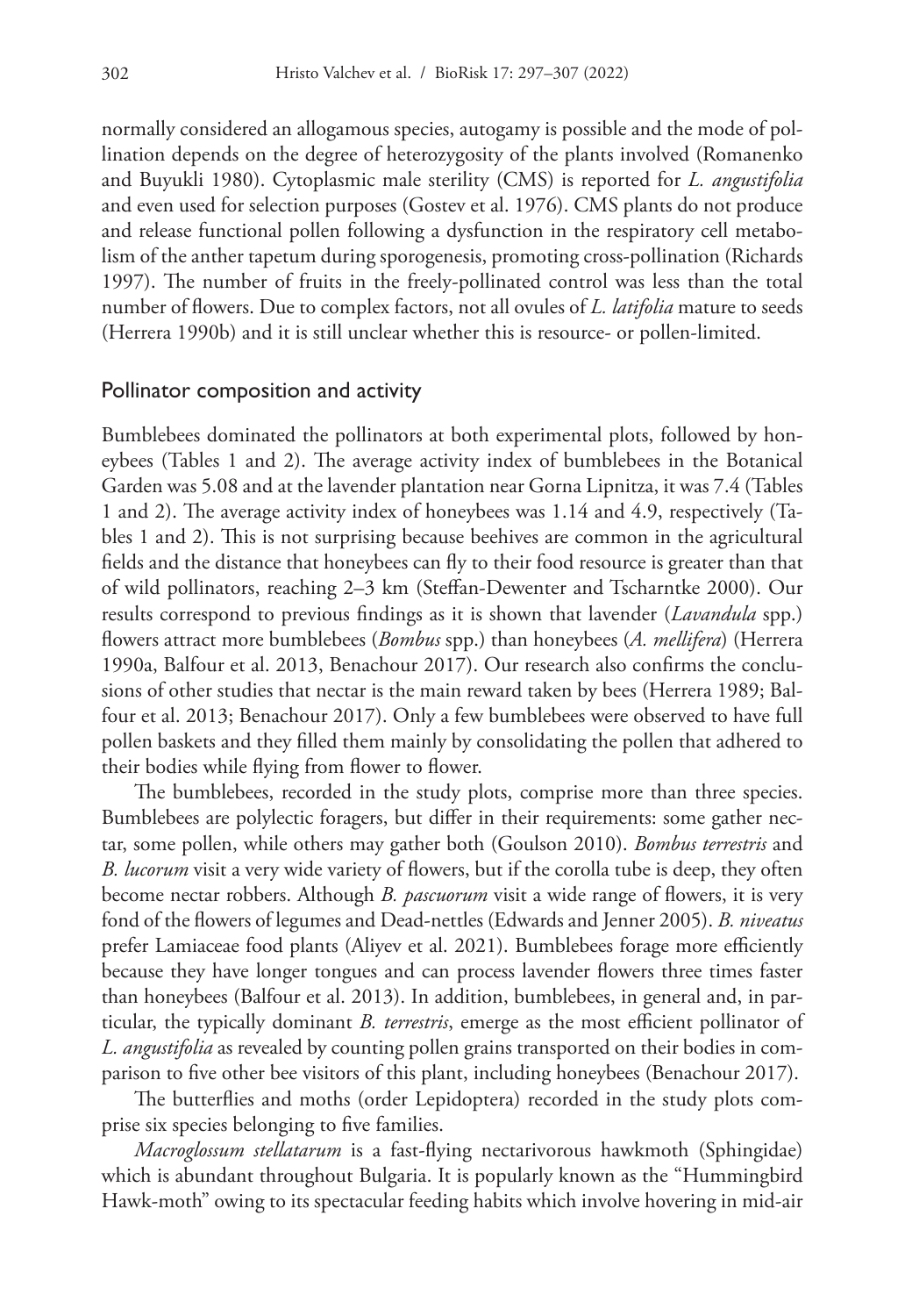normally considered an allogamous species, autogamy is possible and the mode of pollination depends on the degree of heterozygosity of the plants involved (Romanenko and Buyukli 1980). Cytoplasmic male sterility (CMS) is reported for *L. angustifolia* and even used for selection purposes (Gostev et al. 1976). CMS plants do not produce and release functional pollen following a dysfunction in the respiratory cell metabolism of the anther tapetum during sporogenesis, promoting cross-pollination (Richards 1997). The number of fruits in the freely-pollinated control was less than the total number of flowers. Due to complex factors, not all ovules of *L. latifolia* mature to seeds (Herrera 1990b) and it is still unclear whether this is resource- or pollen-limited.

## Pollinator composition and activity

Bumblebees dominated the pollinators at both experimental plots, followed by honeybees (Tables 1 and 2). The average activity index of bumblebees in the Botanical Garden was 5.08 and at the lavender plantation near Gorna Lipnitza, it was 7.4 (Tables 1 and 2). The average activity index of honeybees was 1.14 and 4.9, respectively (Tables 1 and 2). This is not surprising because beehives are common in the agricultural fields and the distance that honeybees can fly to their food resource is greater than that of wild pollinators, reaching 2–3 km (Steffan-Dewenter and Tscharntke 2000). Our results correspond to previous findings as it is shown that lavender (*Lavandula* spp.) flowers attract more bumblebees (*Bombus* spp.) than honeybees (*A. mellifera*) (Herrera 1990a, Balfour et al. 2013, Benachour 2017). Our research also confirms the conclusions of other studies that nectar is the main reward taken by bees (Herrera 1989; Balfour et al. 2013; Benachour 2017). Only a few bumblebees were observed to have full pollen baskets and they filled them mainly by consolidating the pollen that adhered to their bodies while flying from flower to flower.

The bumblebees, recorded in the study plots, comprise more than three species. Bumblebees are polylectic foragers, but differ in their requirements: some gather nectar, some pollen, while others may gather both (Goulson 2010). *Bombus terrestris* and *B. lucorum* visit a very wide variety of flowers, but if the corolla tube is deep, they often become nectar robbers. Although *B. pascuorum* visit a wide range of flowers, it is very fond of the flowers of legumes and Dead-nettles (Edwards and Jenner 2005). *B. niveatus* prefer Lamiaceae food plants (Aliyev et al. 2021). Bumblebees forage more efficiently because they have longer tongues and can process lavender flowers three times faster than honeybees (Balfour et al. 2013). In addition, bumblebees, in general and, in particular, the typically dominant *B. terrestris*, emerge as the most efficient pollinator of *L. angustifolia* as revealed by counting pollen grains transported on their bodies in comparison to five other bee visitors of this plant, including honeybees (Benachour 2017).

The butterflies and moths (order Lepidoptera) recorded in the study plots comprise six species belonging to five families.

*Macroglossum stellatarum* is a fast-flying nectarivorous hawkmoth (Sphingidae) which is abundant throughout Bulgaria. It is popularly known as the "Hummingbird Hawk-moth" owing to its spectacular feeding habits which involve hovering in mid-air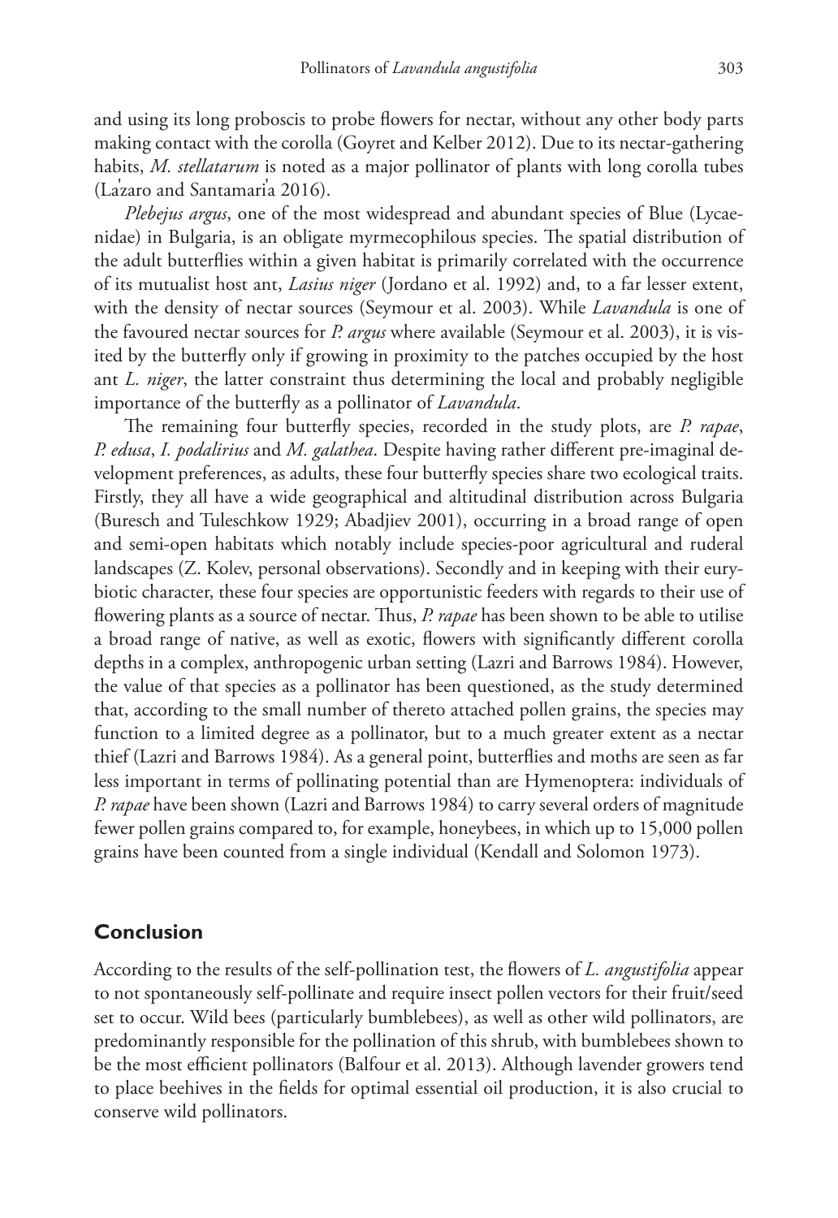and using its long proboscis to probe flowers for nectar, without any other body parts making contact with the corolla (Goyret and Kelber 2012). Due to its nectar-gathering habits, *M. stellatarum* is noted as a major pollinator of plants with long corolla tubes (Lázaro and Santamaría 2016).

*Plebejus argus*, one of the most widespread and abundant species of Blue (Lycaenidae) in Bulgaria, is an obligate myrmecophilous species. The spatial distribution of the adult butterflies within a given habitat is primarily correlated with the occurrence of its mutualist host ant, *Lasius niger* (Jordano et al. 1992) and, to a far lesser extent, with the density of nectar sources (Seymour et al. 2003). While *Lavandula* is one of the favoured nectar sources for *P. argus* where available (Seymour et al. 2003), it is visited by the butterfly only if growing in proximity to the patches occupied by the host ant *L. niger*, the latter constraint thus determining the local and probably negligible importance of the butterfly as a pollinator of *Lavandula*.

The remaining four butterfly species, recorded in the study plots, are *P. rapae*, *P. edusa*, *I. podalirius* and *M. galathea*. Despite having rather different pre-imaginal development preferences, as adults, these four butterfly species share two ecological traits. Firstly, they all have a wide geographical and altitudinal distribution across Bulgaria (Buresch and Tuleschkow 1929; Abadjiev 2001), occurring in a broad range of open and semi-open habitats which notably include species-poor agricultural and ruderal landscapes (Z. Kolev, personal observations). Secondly and in keeping with their eurybiotic character, these four species are opportunistic feeders with regards to their use of flowering plants as a source of nectar. Thus, *P. rapae* has been shown to be able to utilise a broad range of native, as well as exotic, flowers with significantly different corolla depths in a complex, anthropogenic urban setting (Lazri and Barrows 1984). However, the value of that species as a pollinator has been questioned, as the study determined that, according to the small number of thereto attached pollen grains, the species may function to a limited degree as a pollinator, but to a much greater extent as a nectar thief (Lazri and Barrows 1984). As a general point, butterflies and moths are seen as far less important in terms of pollinating potential than are Hymenoptera: individuals of *P. rapae* have been shown (Lazri and Barrows 1984) to carry several orders of magnitude fewer pollen grains compared to, for example, honeybees, in which up to 15,000 pollen grains have been counted from a single individual (Kendall and Solomon 1973).

## Conclusion

According to the results of the self-pollination test, the flowers of *L. angustifolia* appear to not spontaneously self-pollinate and require insect pollen vectors for their fruit/seed set to occur. Wild bees (particularly bumblebees), as well as other wild pollinators, are predominantly responsible for the pollination of this shrub, with bumblebees shown to be the most efficient pollinators (Balfour et al. 2013). Although lavender growers tend to place beehives in the fields for optimal essential oil production, it is also crucial to conserve wild pollinators.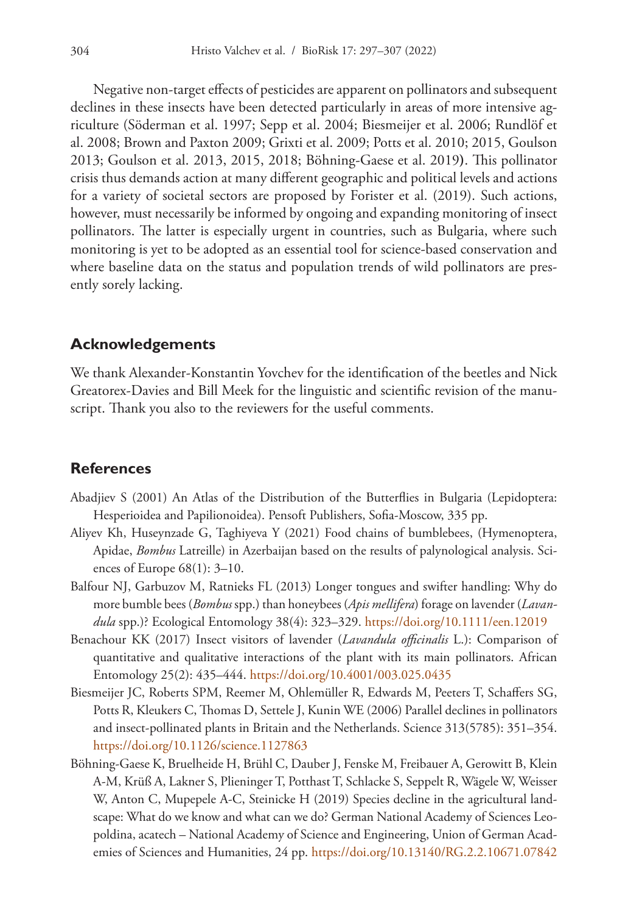Negative non-target effects of pesticides are apparent on pollinators and subsequent declines in these insects have been detected particularly in areas of more intensive agriculture (Söderman et al. 1997; Sepp et al. 2004; Biesmeijer et al. 2006; Rundlöf et al. 2008; Brown and Paxton 2009; Grixti et al. 2009; Potts et al. 2010; 2015, Goulson 2013; Goulson et al. 2013, 2015, 2018; Böhning-Gaese et al. 2019**)**. This pollinator crisis thus demands action at many different geographic and political levels and actions for a variety of societal sectors are proposed by Forister et al. (2019). Such actions, however, must necessarily be informed by ongoing and expanding monitoring of insect pollinators. The latter is especially urgent in countries, such as Bulgaria, where such monitoring is yet to be adopted as an essential tool for science-based conservation and where baseline data on the status and population trends of wild pollinators are presently sorely lacking.

## Acknowledgements

We thank Alexander-Konstantin Yovchev for the identification of the beetles and Nick Greatorex-Davies and Bill Meek for the linguistic and scientific revision of the manuscript. Thank you also to the reviewers for the useful comments.

## References

Abadjiev S (2001) An Atlas of the Distribution of the Butterflies in Bulgaria (Lepidoptera: Hesperioidea and Papilionoidea). Pensoft Publishers, Sofia-Moscow, 335 pp.

Aliyev Kh, Huseynzade G, Taghiyeva Y (2021) Food chains of bumblebees, (Hymenoptera, Apidae, *Bombus* Latreille) in Azerbaijan based on the results of palynological analysis. Sciences of Europe 68(1): 3–10.

Balfour NJ, Garbuzov M, Ratnieks FL (2013) Longer tongues and swifter handling: Why do more bumble bees (*Bombus* spp.) than honeybees (*Apis mellifera*) forage on lavender (*Lavandula* spp.)? Ecological Entomology 38(4): 323–329. https://doi.org/10.1111/een.12019

Benachour KK (2017) Insect visitors of lavender (*Lavandula officinalis* L.): Comparison of quantitative and qualitative interactions of the plant with its main pollinators. African Entomology 25(2): 435–444. https://doi.org/10.4001/003.025.0435

Biesmeijer JC, Roberts SPM, Reemer M, Ohlemüller R, Edwards M, Peeters T, Schaffers SG, Potts R, Kleukers C, Thomas D, Settele J, Kunin WE (2006) Parallel declines in pollinators and insect-pollinated plants in Britain and the Netherlands. Science 313(5785): 351–354. https://doi.org/10.1126/science.1127863

Böhning-Gaese K, Bruelheide H, Brühl C, Dauber J, Fenske M, Freibauer A, Gerowitt B, Klein A-M, Krüß A, Lakner S, Plieninger T, Potthast T, Schlacke S, Seppelt R, Wägele W, Weisser W, Anton C, Mupepele A-C, Steinicke H (2019) Species decline in the agricultural landscape: What do we know and what can we do? German National Academy of Sciences Leopoldina, acatech – National Academy of Science and Engineering, Union of German Academies of Sciences and Humanities, 24 pp. https://doi.org/10.13140/RG.2.2.10671.07842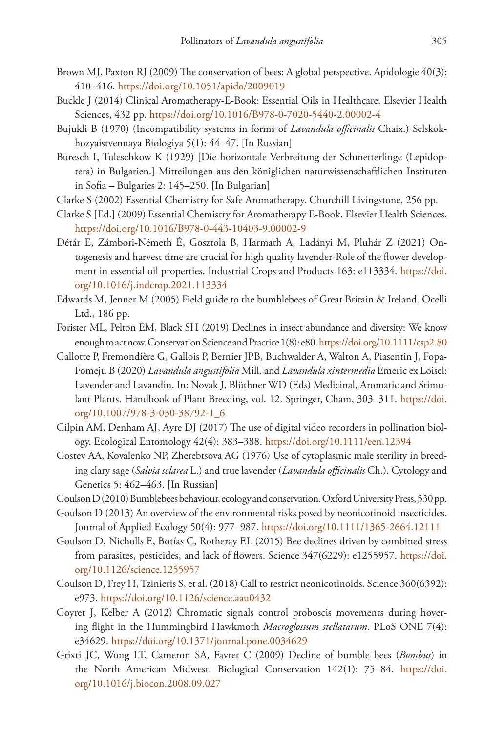Brown MJ, Paxton RJ (2009) The conservation of bees: A global perspective. Apidologie 40(3): 410–416. https://doi.org/10.1051/apido/2009019

Buckle J (2014) Clinical Aromatherapy-E-Book: Essential Oils in Healthcare. Elsevier Health Sciences, 432 pp. https://doi.org/10.1016/B978-0-7020-5440-2.00002-4

Bujukli B (1970) (Incompatibility systems in forms of *Lavandula officinalis* Chaix.) Selskokhozyaistvennaya Biologiya 5(1): 44–47. [In Russian]

Buresch I, Tuleschkow K (1929) [Die horizontale Verbreitung der Schmetterlinge (Lepidoptera) in Bulgarien.] Mitteilungen aus den königlichen naturwissenschaftlichen Instituten in Sofia – Bulgaries 2: 145–250. [In Bulgarian]

Clarke S (2002) Essential Chemistry for Safe Aromatherapy. Churchill Livingstone, 256 pp.

Clarke S [Ed.] (2009) Essential Chemistry for Aromatherapy E-Book. Elsevier Health Sciences. https://doi.org/10.1016/B978-0-443-10403-9.00002-9

Détár E, Zámbori-Németh É, Gosztola B, Harmath A, Ladányi M, Pluhár Z (2021) Ontogenesis and harvest time are crucial for high quality lavender-Role of the flower development in essential oil properties. Industrial Crops and Products 163: e113334. https://doi.org/10.1016/j.indcrop.2021.113334

Edwards M, Jenner M (2005) Field guide to the bumblebees of Great Britain & Ireland. Ocelli Ltd., 186 pp.

Forister ML, Pelton EM, Black SH (2019) Declines in insect abundance and diversity: We know enough to act now. Conservation Science and Practice 1(8): e80. https://doi.org/10.1111/csp2.80

Gallotte P, Fremondière G, Gallois P, Bernier JPB, Buchwalder A, Walton A, Piasentin J, Fopa-Fomeju B (2020) *Lavandula angustifolia* Mill. and *Lavandula xintermedia* Emeric ex Loisel: Lavender and Lavandin. In: Novak J, Blüthner WD (Eds) Medicinal, Aromatic and Stimulant Plants. Handbook of Plant Breeding, vol. 12. Springer, Cham, 303–311. https://doi.org/10.1007/978-3-030-38792-1_6

Gilpin AM, Denham AJ, Ayre DJ (2017) The use of digital video recorders in pollination biology. Ecological Entomology 42(4): 383–388. https://doi.org/10.1111/een.12394

Gostev AA, Kovalenko NP, Zherebtsova AG (1976) Use of cytoplasmic male sterility in breeding clary sage (*Salvia sclarea* L.) and true lavender (*Lavandula officinalis* Ch.). Cytology and Genetics 5: 462–463. [In Russian]

Goulson D (2010) Bumblebees behaviour, ecology and conservation. Oxford University Press, 530 pp.

Goulson D (2013) An overview of the environmental risks posed by neonicotinoid insecticides. Journal of Applied Ecology 50(4): 977–987. https://doi.org/10.1111/1365-2664.12111

Goulson D, Nicholls E, Botías C, Rotheray EL (2015) Bee declines driven by combined stress from parasites, pesticides, and lack of flowers. Science 347(6229): e1255957. https://doi.org/10.1126/science.1255957

Goulson D, Frey H, Tzinieris S, et al. (2018) Call to restrict neonicotinoids. Science 360(6392): e973. https://doi.org/10.1126/science.aau0432

Goyret J, Kelber A (2012) Chromatic signals control proboscis movements during hovering flight in the Hummingbird Hawkmoth *Macroglossum stellatarum*. PLoS ONE 7(4): e34629. https://doi.org/10.1371/journal.pone.0034629

Grixti JC, Wong LT, Cameron SA, Favret C (2009) Decline of bumble bees (*Bombus*) in the North American Midwest. Biological Conservation 142(1): 75–84. https://doi.org/10.1016/j.biocon.2008.09.027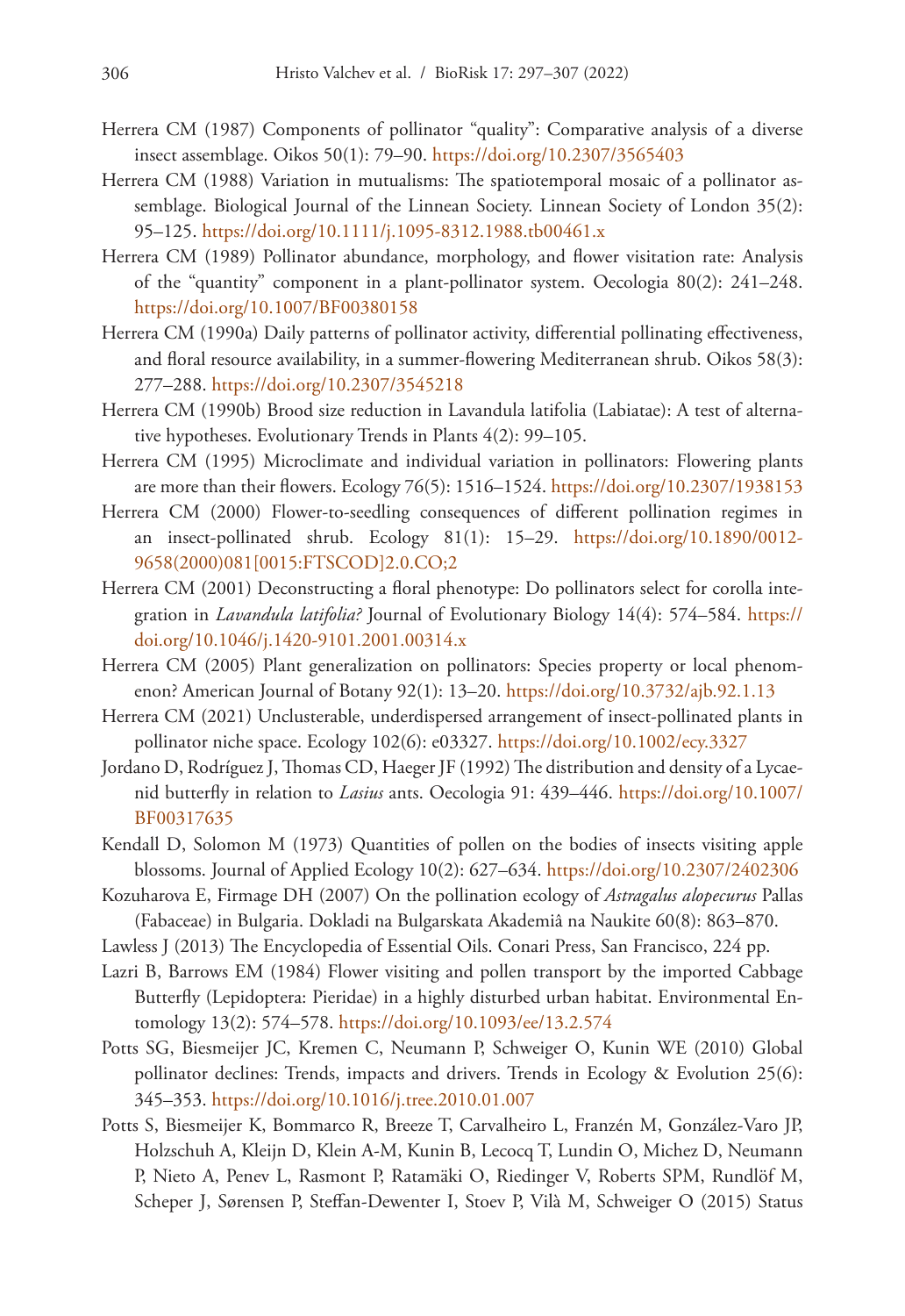Herrera CM (1987) Components of pollinator "quality": Comparative analysis of a diverse insect assemblage. Oikos 50(1): 79–90. https://doi.org/10.2307/3565403

Herrera CM (1988) Variation in mutualisms: The spatiotemporal mosaic of a pollinator assemblage. Biological Journal of the Linnean Society. Linnean Society of London 35(2): 95–125. https://doi.org/10.1111/j.1095-8312.1988.tb00461.x

Herrera CM (1989) Pollinator abundance, morphology, and flower visitation rate: Analysis of the "quantity" component in a plant-pollinator system. Oecologia 80(2): 241–248. https://doi.org/10.1007/BF00380158

Herrera CM (1990a) Daily patterns of pollinator activity, differential pollinating effectiveness, and floral resource availability, in a summer-flowering Mediterranean shrub. Oikos 58(3): 277–288. https://doi.org/10.2307/3545218

Herrera CM (1990b) Brood size reduction in Lavandula latifolia (Labiatae): A test of alternative hypotheses. Evolutionary Trends in Plants 4(2): 99–105.

Herrera CM (1995) Microclimate and individual variation in pollinators: Flowering plants are more than their flowers. Ecology 76(5): 1516–1524. https://doi.org/10.2307/1938153

Herrera CM (2000) Flower-to-seedling consequences of different pollination regimes in an insect-pollinated shrub. Ecology 81(1): 15–29. https://doi.org/10.1890/0012-9658(2000)081[0015:FTSCOD]2.0.CO;2

Herrera CM (2001) Deconstructing a floral phenotype: Do pollinators select for corolla integration in *Lavandula latifolia?* Journal of Evolutionary Biology 14(4): 574–584. https://doi.org/10.1046/j.1420-9101.2001.00314.x

Herrera CM (2005) Plant generalization on pollinators: Species property or local phenomenon? American Journal of Botany 92(1): 13–20. https://doi.org/10.3732/ajb.92.1.13

Herrera CM (2021) Unclusterable, underdispersed arrangement of insect-pollinated plants in pollinator niche space. Ecology 102(6): e03327. https://doi.org/10.1002/ecy.3327

Jordano D, Rodríguez J, Thomas CD, Haeger JF (1992) The distribution and density of a Lycaenid butterfly in relation to *Lasius* ants. Oecologia 91: 439–446. https://doi.org/10.1007/BF00317635

Kendall D, Solomon M (1973) Quantities of pollen on the bodies of insects visiting apple blossoms. Journal of Applied Ecology 10(2): 627–634. https://doi.org/10.2307/2402306

Kozuharova E, Firmage DH (2007) On the pollination ecology of *Astragalus alopecurus* Pallas (Fabaceae) in Bulgaria. Dokladi na Bulgarskata Akademiâ na Naukite 60(8): 863–870.

Lawless J (2013) The Encyclopedia of Essential Oils. Conari Press, San Francisco, 224 pp.

Lazri B, Barrows EM (1984) Flower visiting and pollen transport by the imported Cabbage Butterfly (Lepidoptera: Pieridae) in a highly disturbed urban habitat. Environmental Entomology 13(2): 574–578. https://doi.org/10.1093/ee/13.2.574

Potts SG, Biesmeijer JC, Kremen C, Neumann P, Schweiger O, Kunin WE (2010) Global pollinator declines: Trends, impacts and drivers. Trends in Ecology & Evolution 25(6): 345–353. https://doi.org/10.1016/j.tree.2010.01.007

Potts S, Biesmeijer K, Bommarco R, Breeze T, Carvalheiro L, Franzén M, González-Varo JP, Holzschuh A, Kleijn D, Klein A-M, Kunin B, Lecocq T, Lundin O, Michez D, Neumann P, Nieto A, Penev L, Rasmont P, Ratamäki O, Riedinger V, Roberts SPM, Rundlöf M, Scheper J, Sørensen P, Steffan-Dewenter I, Stoev P, Vilà M, Schweiger O (2015) Status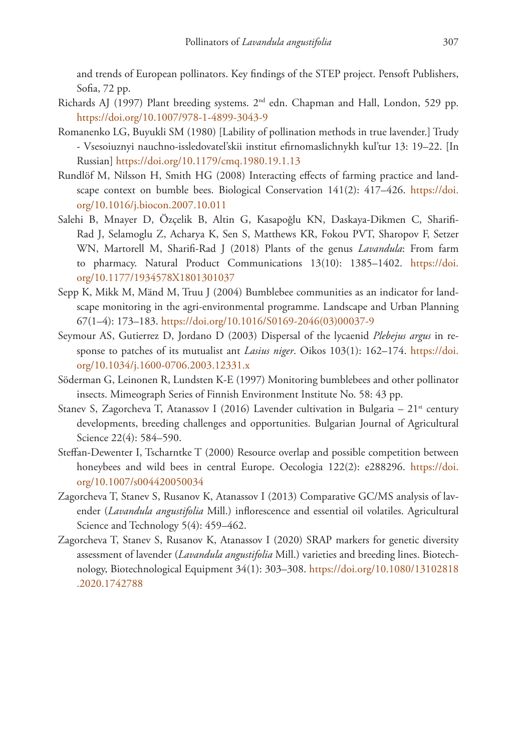and trends of European pollinators. Key findings of the STEP project. Pensoft Publishers, Sofia, 72 pp.

Richards AJ (1997) Plant breeding systems. 2nd edn. Chapman and Hall, London, 529 pp. https://doi.org/10.1007/978-1-4899-3043-9

Romanenko LG, Buyukli SM (1980) [Lability of pollination methods in true lavender.] Trudy - Vsesoiuznyi nauchno-issledovatel'skii institut efirnomaslichnykh kul'tur 13: 19–22. [In Russian] https://doi.org/10.1179/cmq.1980.19.1.13

Rundlöf M, Nilsson H, Smith HG (2008) Interacting effects of farming practice and landscape context on bumble bees. Biological Conservation 141(2): 417–426. https://doi.org/10.1016/j.biocon.2007.10.011

Salehi B, Mnayer D, Özçelik B, Altin G, Kasapoğlu KN, Daskaya-Dikmen C, Sharifi-Rad J, Selamoglu Z, Acharya K, Sen S, Matthews KR, Fokou PVT, Sharopov F, Setzer WN, Martorell M, Sharifi-Rad J (2018) Plants of the genus *Lavandula*: From farm to pharmacy. Natural Product Communications 13(10): 1385–1402. https://doi.org/10.1177/1934578X1801301037

Sepp K, Mikk M, Mänd M, Truu J (2004) Bumblebee communities as an indicator for landscape monitoring in the agri-environmental programme. Landscape and Urban Planning 67(1–4): 173–183. https://doi.org/10.1016/S0169-2046(03)00037-9

Seymour AS, Gutierrez D, Jordano D (2003) Dispersal of the lycaenid *Plebejus argus* in response to patches of its mutualist ant *Lasius niger*. Oikos 103(1): 162–174. https://doi.org/10.1034/j.1600-0706.2003.12331.x

Söderman G, Leinonen R, Lundsten K-E (1997) Monitoring bumblebees and other pollinator insects. Mimeograph Series of Finnish Environment Institute No. 58: 43 pp.

Stanev S, Zagorcheva T, Atanassov I (2016) Lavender cultivation in Bulgaria – 21st century developments, breeding challenges and opportunities. Bulgarian Journal of Agricultural Science 22(4): 584–590.

Steffan-Dewenter I, Tscharntke T (2000) Resource overlap and possible competition between honeybees and wild bees in central Europe. Oecologia 122(2): e288296. https://doi.org/10.1007/s004420050034

Zagorcheva T, Stanev S, Rusanov K, Atanassov I (2013) Comparative GC/MS analysis of lavender (*Lavandula angustifolia* Mill.) inflorescence and essential oil volatiles. Agricultural Science and Technology 5(4): 459–462.

Zagorcheva T, Stanev S, Rusanov K, Atanassov I (2020) SRAP markers for genetic diversity assessment of lavender (*Lavandula angustifolia* Mill.) varieties and breeding lines. Biotechnology, Biotechnological Equipment 34(1): 303–308. https://doi.org/10.1080/13102818.2020.1742788